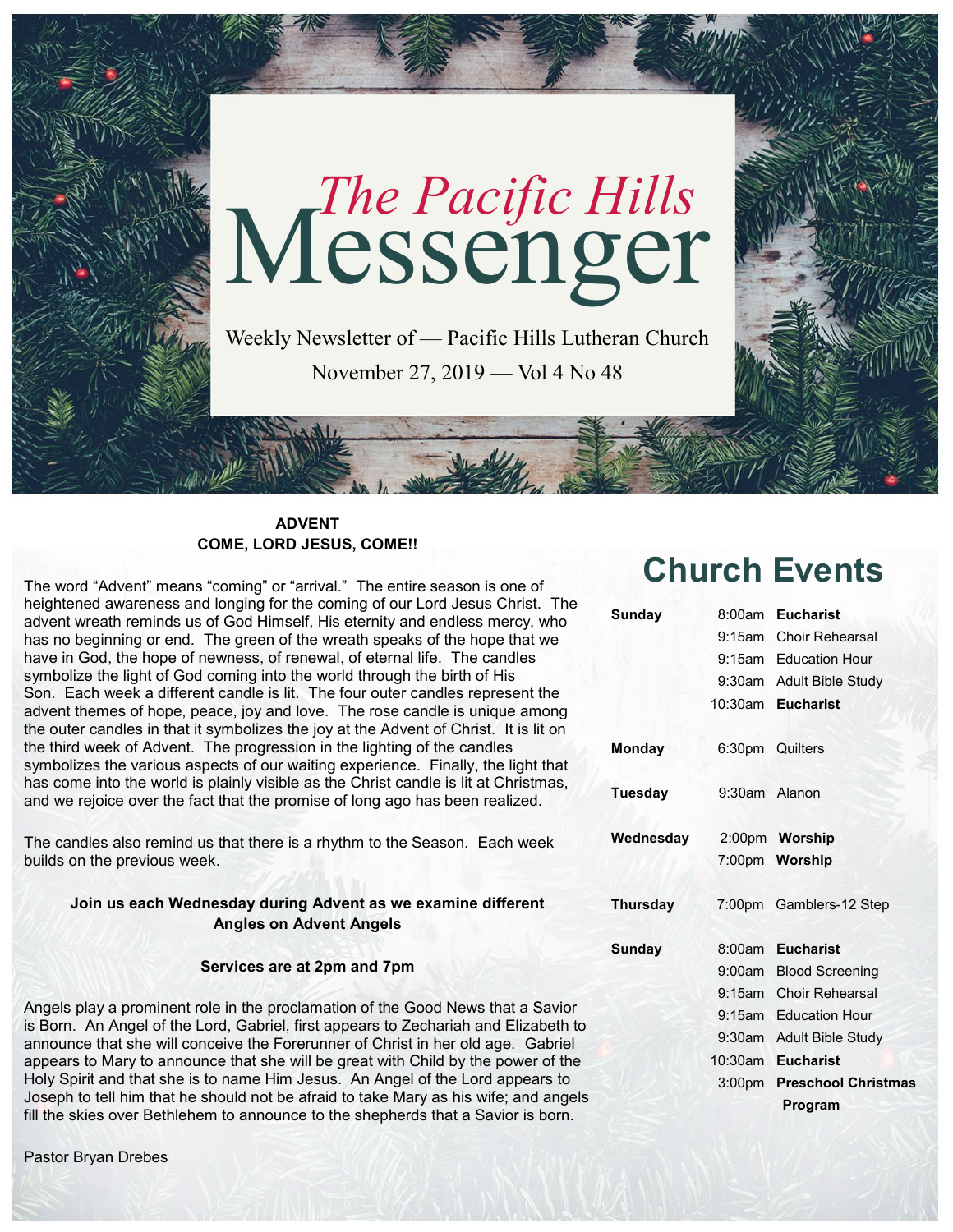# *The Pacific Hills* Messenger

Weekly Newsletter of — Pacific Hills Lutheran Church

November 27, 2019 — Vol 4 No 48

**ADVENT**
**COME, LORD JESUS, COME!!**

The word "Advent" means "coming" or "arrival." The entire season is one of heightened awareness and longing for the coming of our Lord Jesus Christ. The advent wreath reminds us of God Himself, His eternity and endless mercy, who has no beginning or end. The green of the wreath speaks of the hope that we have in God, the hope of newness, of renewal, of eternal life. The candles symbolize the light of God coming into the world through the birth of His Son. Each week a different candle is lit. The four outer candles represent the advent themes of hope, peace, joy and love. The rose candle is unique among the outer candles in that it symbolizes the joy at the Advent of Christ. It is lit on the third week of Advent. The progression in the lighting of the candles symbolizes the various aspects of our waiting experience. Finally, the light that has come into the world is plainly visible as the Christ candle is lit at Christmas, and we rejoice over the fact that the promise of long ago has been realized.

The candles also remind us that there is a rhythm to the Season. Each week builds on the previous week.

**Join us each Wednesday during Advent as we examine different Angles on Advent Angels**

**Services are at 2pm and 7pm**

Angels play a prominent role in the proclamation of the Good News that a Savior is Born. An Angel of the Lord, Gabriel, first appears to Zechariah and Elizabeth to announce that she will conceive the Forerunner of Christ in her old age. Gabriel appears to Mary to announce that she will be great with Child by the power of the Holy Spirit and that she is to name Him Jesus. An Angel of the Lord appears to Joseph to tell him that he should not be afraid to take Mary as his wife; and angels fill the skies over Bethlehem to announce to the shepherds that a Savior is born.

Pastor Bryan Drebes

## Church Events

| Day | Time | Event |
|---|---|---|
| **Sunday** | 8:00am | **Eucharist** |
| | 9:15am | Choir Rehearsal |
| | 9:15am | Education Hour |
| | 9:30am | Adult Bible Study |
| | 10:30am | **Eucharist** |
| **Monday** | 6:30pm | Quilters |
| **Tuesday** | 9:30am | Alanon |
| **Wednesday** | 2:00pm | **Worship** |
| | 7:00pm | **Worship** |
| **Thursday** | 7:00pm | Gamblers-12 Step |
| **Sunday** | 8:00am | **Eucharist** |
| | 9:00am | Blood Screening |
| | 9:15am | Choir Rehearsal |
| | 9:15am | Education Hour |
| | 9:30am | Adult Bible Study |
| | 10:30am | **Eucharist** |
| | 3:00pm | **Preschool Christmas Program** |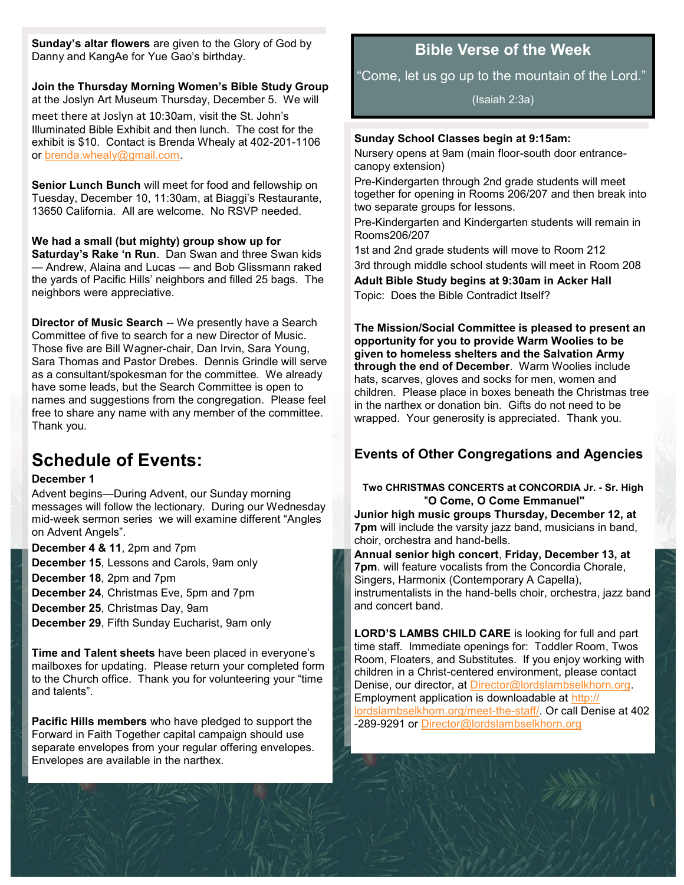**Sunday's altar flowers** are given to the Glory of God by Danny and KangAe for Yue Gao's birthday.

**Join the Thursday Morning Women's Bible Study Group** at the Joslyn Art Museum Thursday, December 5. We will meet there at Joslyn at 10:30am, visit the St. John's Illuminated Bible Exhibit and then lunch. The cost for the exhibit is $10. Contact is Brenda Whealy at 402-201-1106 or brenda.whealy@gmail.com.

**Senior Lunch Bunch** will meet for food and fellowship on Tuesday, December 10, 11:30am, at Biaggi's Restaurante, 13650 California. All are welcome. No RSVP needed.

**We had a small (but mighty) group show up for Saturday's Rake 'n Run**. Dan Swan and three Swan kids — Andrew, Alaina and Lucas — and Bob Glissmann raked the yards of Pacific Hills' neighbors and filled 25 bags. The neighbors were appreciative.

**Director of Music Search** -- We presently have a Search Committee of five to search for a new Director of Music. Those five are Bill Wagner-chair, Dan Irvin, Sara Young, Sara Thomas and Pastor Drebes. Dennis Grindle will serve as a consultant/spokesman for the committee. We already have some leads, but the Search Committee is open to names and suggestions from the congregation. Please feel free to share any name with any member of the committee. Thank you.

## Schedule of Events:

**December 1**

Advent begins—During Advent, our Sunday morning messages will follow the lectionary. During our Wednesday mid-week sermon series we will examine different "Angles on Advent Angels".

**December 4 & 11**, 2pm and 7pm

**December 15**, Lessons and Carols, 9am only

**December 18**, 2pm and 7pm

**December 24**, Christmas Eve, 5pm and 7pm

**December 25**, Christmas Day, 9am

**December 29**, Fifth Sunday Eucharist, 9am only

**Time and Talent sheets** have been placed in everyone's mailboxes for updating. Please return your completed form to the Church office. Thank you for volunteering your "time and talents".

**Pacific Hills members** who have pledged to support the Forward in Faith Together capital campaign should use separate envelopes from your regular offering envelopes. Envelopes are available in the narthex.

## Bible Verse of the Week

"Come, let us go up to the mountain of the Lord."

(Isaiah 2:3a)

**Sunday School Classes begin at 9:15am:**

Nursery opens at 9am (main floor-south door entrance-canopy extension)

Pre-Kindergarten through 2nd grade students will meet together for opening in Rooms 206/207 and then break into two separate groups for lessons.

Pre-Kindergarten and Kindergarten students will remain in Rooms206/207

1st and 2nd grade students will move to Room 212

3rd through middle school students will meet in Room 208

**Adult Bible Study begins at 9:30am in Acker Hall**

Topic: Does the Bible Contradict Itself?

**The Mission/Social Committee is pleased to present an opportunity for you to provide Warm Woolies to be given to homeless shelters and the Salvation Army through the end of December**. Warm Woolies include hats, scarves, gloves and socks for men, women and children. Please place in boxes beneath the Christmas tree in the narthex or donation bin. Gifts do not need to be wrapped. Your generosity is appreciated. Thank you.

## Events of Other Congregations and Agencies

**Two CHRISTMAS CONCERTS at CONCORDIA Jr. - Sr. High "O Come, O Come Emmanuel"**

**Junior high music groups Thursday, December 12, at 7pm** will include the varsity jazz band, musicians in band, choir, orchestra and hand-bells.

**Annual senior high concert**, **Friday, December 13, at 7pm**. will feature vocalists from the Concordia Chorale, Singers, Harmonix (Contemporary A Capella), instrumentalists in the hand-bells choir, orchestra, jazz band and concert band.

**LORD'S LAMBS CHILD CARE** is looking for full and part time staff. Immediate openings for: Toddler Room, Twos Room, Floaters, and Substitutes. If you enjoy working with children in a Christ-centered environment, please contact Denise, our director, at Director@lordslambselkhorn.org. Employment application is downloadable at http://lordslambselkhorn.org/meet-the-staff/. Or call Denise at 402-289-9291 or Director@lordslambselkhorn.org